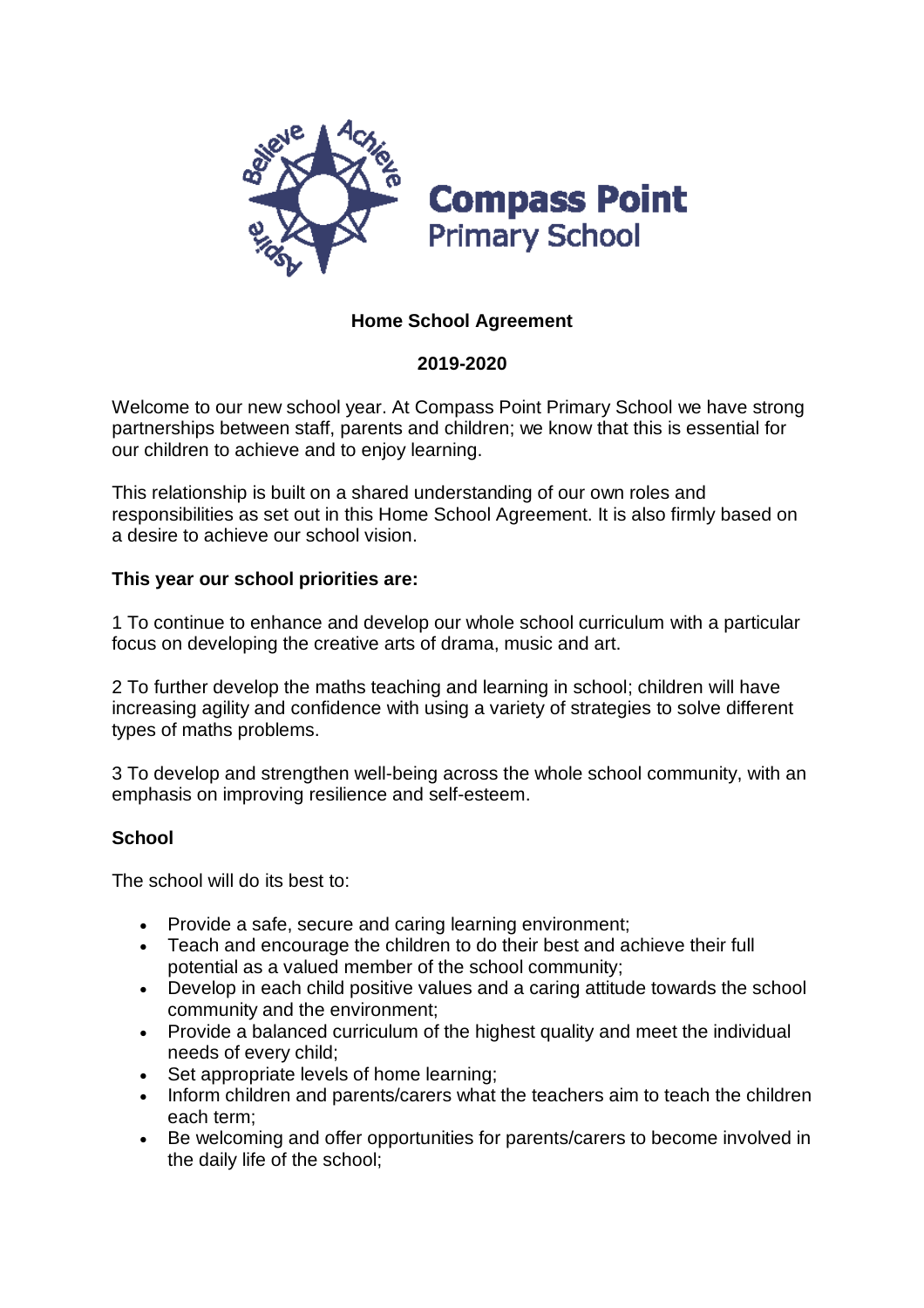Believe Achieve Aspire

**Compass Point**
Primary School

# Home School Agreement

## 2019-2020

Welcome to our new school year. At Compass Point Primary School we have strong partnerships between staff, parents and children; we know that this is essential for our children to achieve and to enjoy learning.

This relationship is built on a shared understanding of our own roles and responsibilities as set out in this Home School Agreement. It is also firmly based on a desire to achieve our school vision.

**This year our school priorities are:**

1 To continue to enhance and develop our whole school curriculum with a particular focus on developing the creative arts of drama, music and art.

2 To further develop the maths teaching and learning in school; children will have increasing agility and confidence with using a variety of strategies to solve different types of maths problems.

3 To develop and strengthen well-being across the whole school community, with an emphasis on improving resilience and self-esteem.

### School

The school will do its best to:

- Provide a safe, secure and caring learning environment;
- Teach and encourage the children to do their best and achieve their full potential as a valued member of the school community;
- Develop in each child positive values and a caring attitude towards the school community and the environment;
- Provide a balanced curriculum of the highest quality and meet the individual needs of every child;
- Set appropriate levels of home learning;
- Inform children and parents/carers what the teachers aim to teach the children each term;
- Be welcoming and offer opportunities for parents/carers to become involved in the daily life of the school;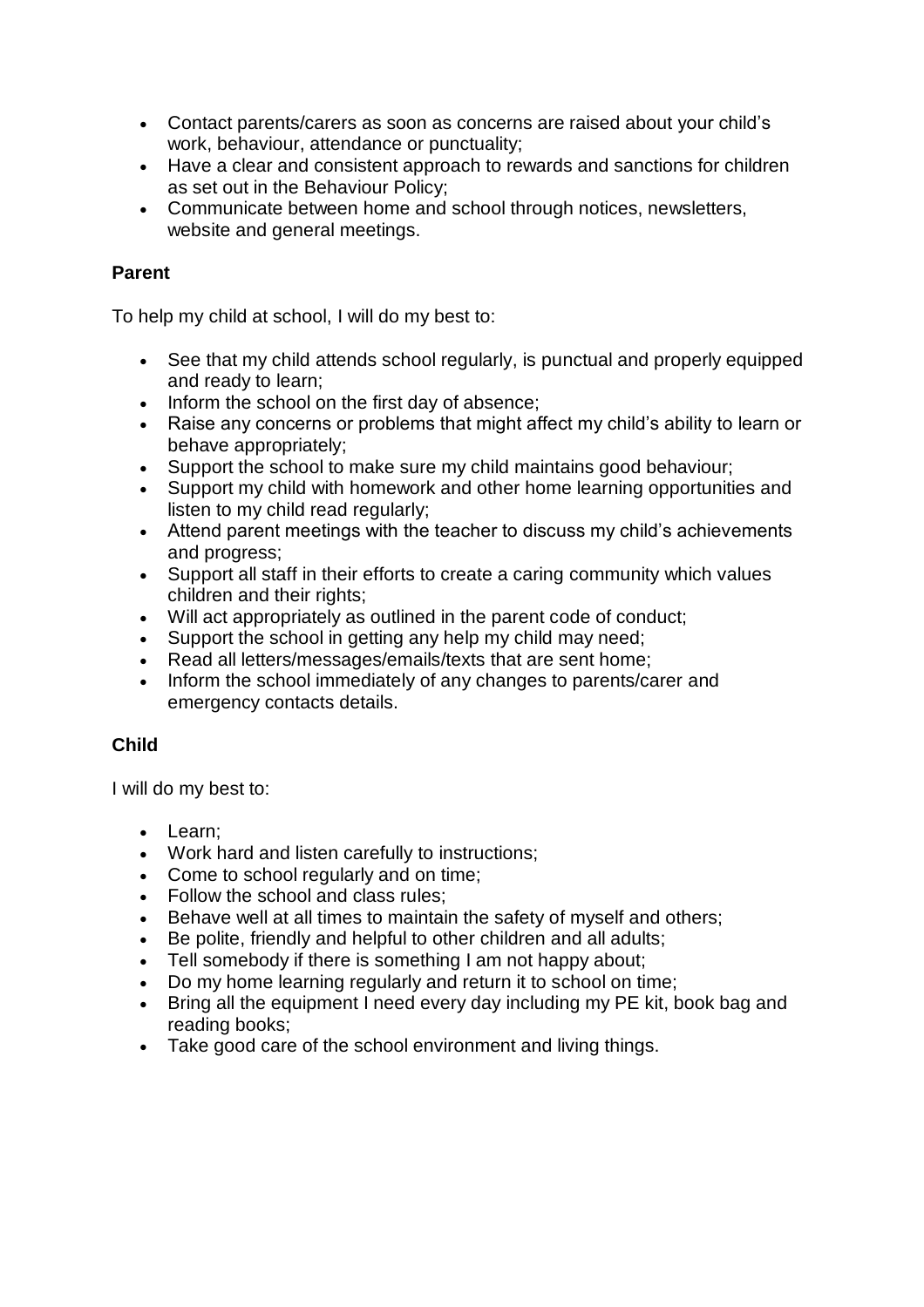- Contact parents/carers as soon as concerns are raised about your child's work, behaviour, attendance or punctuality;
- Have a clear and consistent approach to rewards and sanctions for children as set out in the Behaviour Policy;
- Communicate between home and school through notices, newsletters, website and general meetings.

**Parent**

To help my child at school, I will do my best to:

- See that my child attends school regularly, is punctual and properly equipped and ready to learn;
- Inform the school on the first day of absence;
- Raise any concerns or problems that might affect my child's ability to learn or behave appropriately;
- Support the school to make sure my child maintains good behaviour;
- Support my child with homework and other home learning opportunities and listen to my child read regularly;
- Attend parent meetings with the teacher to discuss my child's achievements and progress;
- Support all staff in their efforts to create a caring community which values children and their rights;
- Will act appropriately as outlined in the parent code of conduct;
- Support the school in getting any help my child may need;
- Read all letters/messages/emails/texts that are sent home;
- Inform the school immediately of any changes to parents/carer and emergency contacts details.

**Child**

I will do my best to:

- Learn;
- Work hard and listen carefully to instructions;
- Come to school regularly and on time;
- Follow the school and class rules;
- Behave well at all times to maintain the safety of myself and others;
- Be polite, friendly and helpful to other children and all adults;
- Tell somebody if there is something I am not happy about;
- Do my home learning regularly and return it to school on time;
- Bring all the equipment I need every day including my PE kit, book bag and reading books;
- Take good care of the school environment and living things.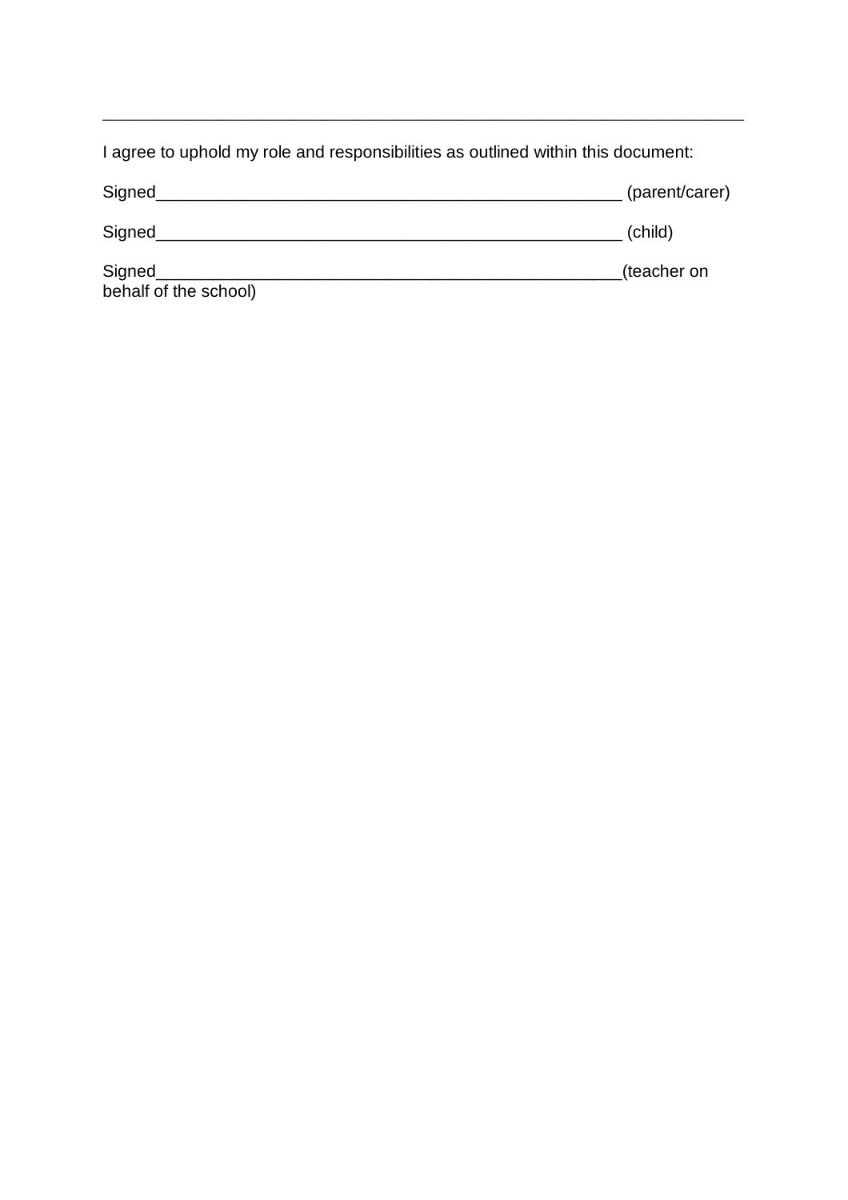---

I agree to uphold my role and responsibilities as outlined within this document:

Signed__________________________________________________ (parent/carer)

Signed__________________________________________________ (child)

Signed__________________________________________________(teacher on behalf of the school)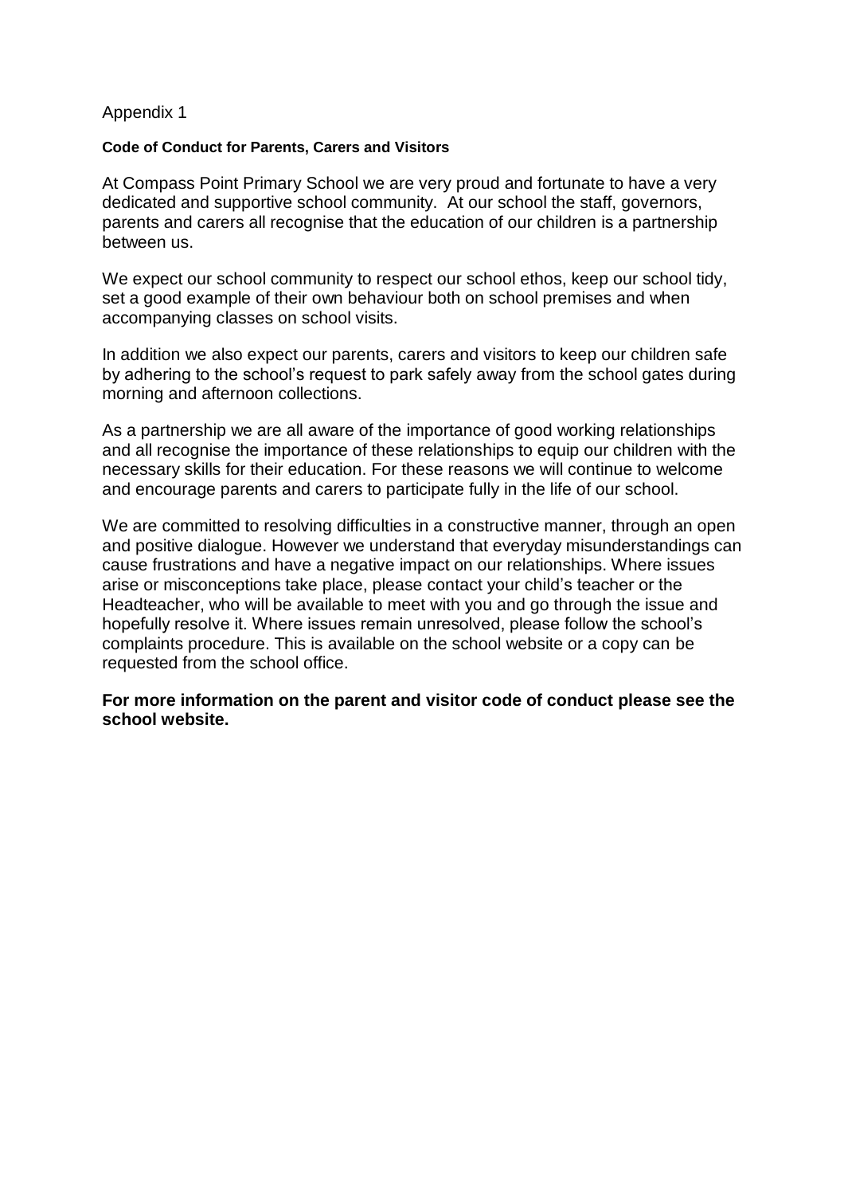Appendix 1

**Code of Conduct for Parents, Carers and Visitors**

At Compass Point Primary School we are very proud and fortunate to have a very dedicated and supportive school community. At our school the staff, governors, parents and carers all recognise that the education of our children is a partnership between us.

We expect our school community to respect our school ethos, keep our school tidy, set a good example of their own behaviour both on school premises and when accompanying classes on school visits.

In addition we also expect our parents, carers and visitors to keep our children safe by adhering to the school's request to park safely away from the school gates during morning and afternoon collections.

As a partnership we are all aware of the importance of good working relationships and all recognise the importance of these relationships to equip our children with the necessary skills for their education. For these reasons we will continue to welcome and encourage parents and carers to participate fully in the life of our school.

We are committed to resolving difficulties in a constructive manner, through an open and positive dialogue. However we understand that everyday misunderstandings can cause frustrations and have a negative impact on our relationships. Where issues arise or misconceptions take place, please contact your child's teacher or the Headteacher, who will be available to meet with you and go through the issue and hopefully resolve it. Where issues remain unresolved, please follow the school's complaints procedure. This is available on the school website or a copy can be requested from the school office.

**For more information on the parent and visitor code of conduct please see the school website.**